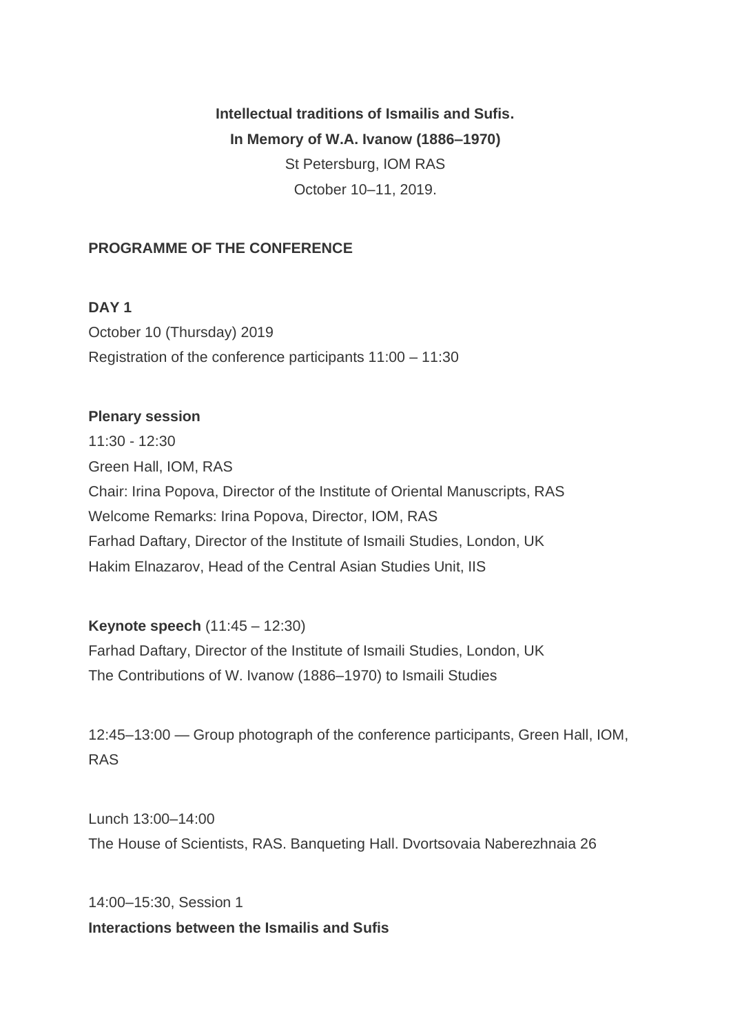**Intellectual traditions of Ismailis and Sufis.**

**In Memory of W.A. Ivanow (1886–1970)**

St Petersburg, IOM RAS

October 10–11, 2019.

**PROGRAMME OF THE CONFERENCE**

**DAY 1**

October 10 (Thursday) 2019

Registration of the conference participants 11:00 – 11:30

**Plenary session**

11:30 - 12:30

Green Hall, IOM, RAS

Chair: Irina Popova, Director of the Institute of Oriental Manuscripts, RAS

Welcome Remarks: Irina Popova, Director, IOM, RAS

Farhad Daftary, Director of the Institute of Ismaili Studies, London, UK

Hakim Elnazarov, Head of the Central Asian Studies Unit, IIS

**Keynote speech** (11:45 – 12:30)

Farhad Daftary, Director of the Institute of Ismaili Studies, London, UK

The Contributions of W. Ivanow (1886–1970) to Ismaili Studies

12:45–13:00 — Group photograph of the conference participants, Green Hall, IOM, RAS

Lunch 13:00–14:00

The House of Scientists, RAS. Banqueting Hall. Dvortsovaia Naberezhnaia 26

14:00–15:30, Session 1

**Interactions between the Ismailis and Sufis**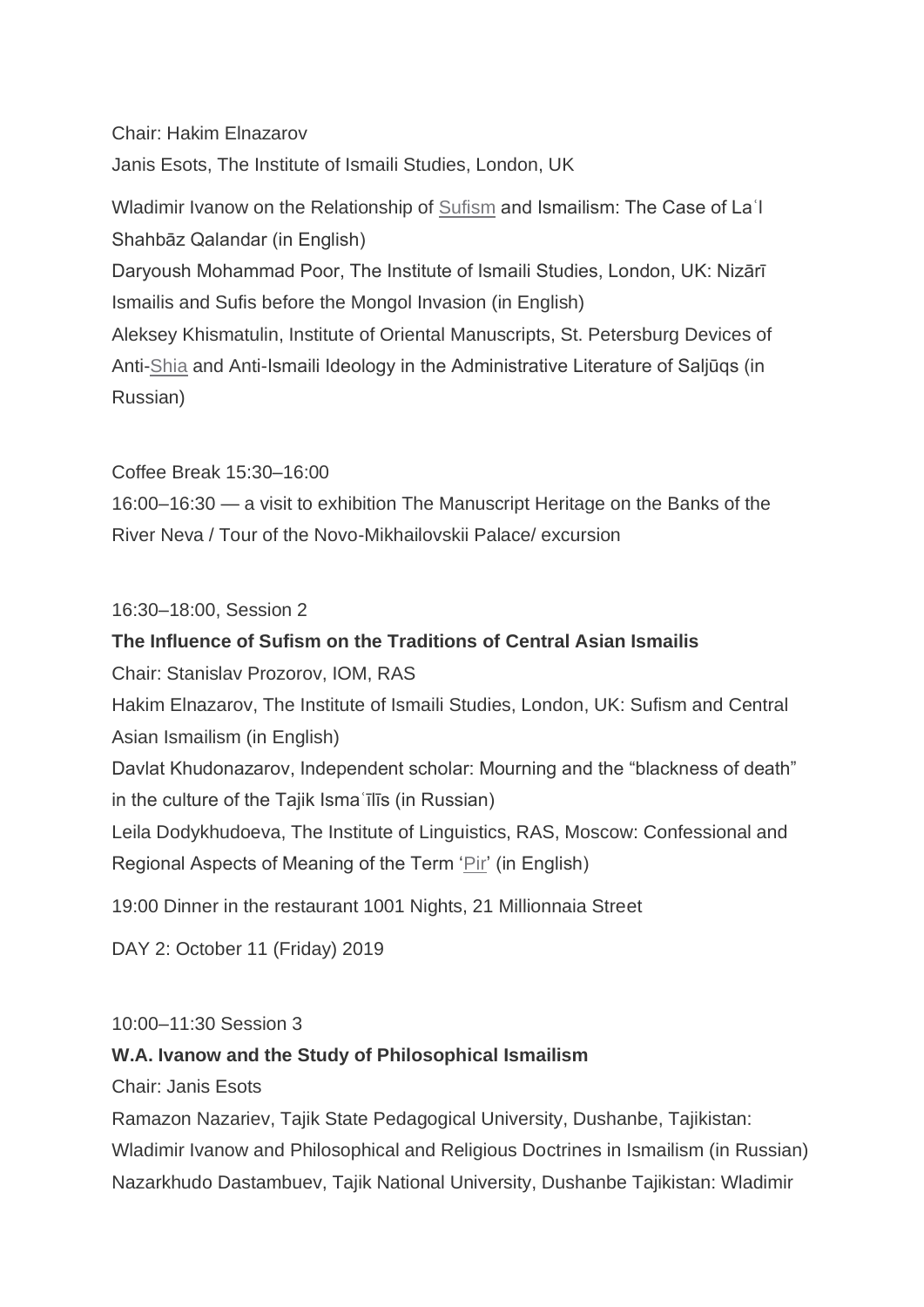Chair: Hakim Elnazarov

Janis Esots, The Institute of Ismaili Studies, London, UK

Wladimir Ivanow on the Relationship of Sufism and Ismailism: The Case of Laʿl Shahbāz Qalandar (in English)
Daryoush Mohammad Poor, The Institute of Ismaili Studies, London, UK: Nizārī Ismailis and Sufis before the Mongol Invasion (in English)
Aleksey Khismatulin, Institute of Oriental Manuscripts, St. Petersburg Devices of Anti-Shia and Anti-Ismaili Ideology in the Administrative Literature of Saljūqs (in Russian)

Coffee Break 15:30–16:00
16:00–16:30 — a visit to exhibition The Manuscript Heritage on the Banks of the River Neva / Tour of the Novo-Mikhailovskii Palace/ excursion

16:30–18:00, Session 2

**The Influence of Sufism on the Traditions of Central Asian Ismailis**

Chair: Stanislav Prozorov, IOM, RAS
Hakim Elnazarov, The Institute of Ismaili Studies, London, UK: Sufism and Central Asian Ismailism (in English)
Davlat Khudonazarov, Independent scholar: Mourning and the "blackness of death" in the culture of the Tajik Ismaʿīlīs (in Russian)
Leila Dodykhudoeva, The Institute of Linguistics, RAS, Moscow: Confessional and Regional Aspects of Meaning of the Term 'Pir' (in English)

19:00 Dinner in the restaurant 1001 Nights, 21 Millionnaia Street

DAY 2: October 11 (Friday) 2019

10:00–11:30 Session 3

**W.A. Ivanow and the Study of Philosophical Ismailism**

Chair: Janis Esots
Ramazon Nazariev, Tajik State Pedagogical University, Dushanbe, Tajikistan: Wladimir Ivanow and Philosophical and Religious Doctrines in Ismailism (in Russian)
Nazarkhudo Dastambuev, Tajik National University, Dushanbe Tajikistan: Wladimir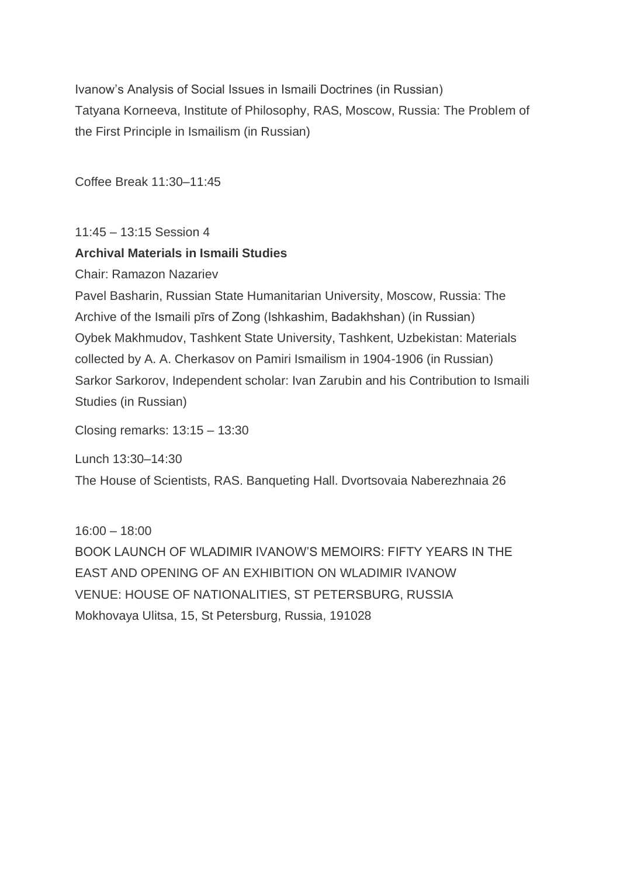Ivanow's Analysis of Social Issues in Ismaili Doctrines (in Russian)
Tatyana Korneeva, Institute of Philosophy, RAS, Moscow, Russia: The Problem of the First Principle in Ismailism (in Russian)

Coffee Break 11:30–11:45

11:45 – 13:15 Session 4

**Archival Materials in Ismaili Studies**

Chair: Ramazon Nazariev

Pavel Basharin, Russian State Humanitarian University, Moscow, Russia: The Archive of the Ismaili pīrs of Zong (Ishkashim, Badakhshan) (in Russian)
Oybek Makhmudov, Tashkent State University, Tashkent, Uzbekistan: Materials collected by A. A. Cherkasov on Pamiri Ismailism in 1904-1906 (in Russian)
Sarkor Sarkorov, Independent scholar: Ivan Zarubin and his Contribution to Ismaili Studies (in Russian)

Closing remarks: 13:15 – 13:30

Lunch 13:30–14:30
The House of Scientists, RAS. Banqueting Hall. Dvortsovaia Naberezhnaia 26

16:00 – 18:00
BOOK LAUNCH OF WLADIMIR IVANOW'S MEMOIRS: FIFTY YEARS IN THE EAST AND OPENING OF AN EXHIBITION ON WLADIMIR IVANOW
VENUE: HOUSE OF NATIONALITIES, ST PETERSBURG, RUSSIA
Mokhovaya Ulitsa, 15, St Petersburg, Russia, 191028